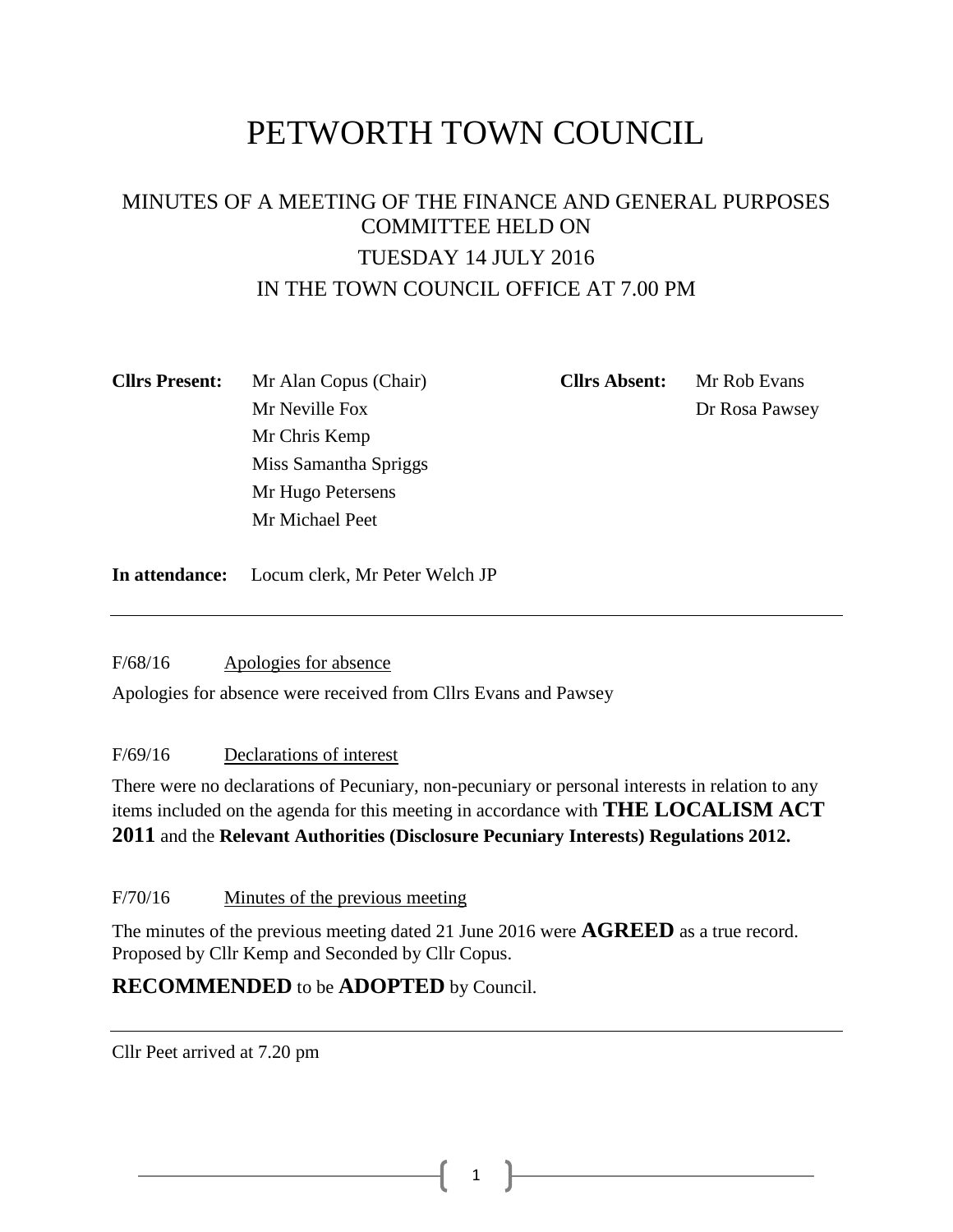# PETWORTH TOWN COUNCIL

## MINUTES OF A MEETING OF THE FINANCE AND GENERAL PURPOSES COMMITTEE HELD ON TUESDAY 14 JULY 2016 IN THE TOWN COUNCIL OFFICE AT 7.00 PM

| **Cllrs Present:** | | **Cllrs Absent:** | |
|---|---|---|---|
| | Mr Alan Copus (Chair) | | Mr Rob Evans |
| | Mr Neville Fox | | Dr Rosa Pawsey |
| | Mr Chris Kemp | | |
| | Miss Samantha Spriggs | | |
| | Mr Hugo Petersens | | |
| | Mr Michael Peet | | |

**In attendance:** Locum clerk, Mr Peter Welch JP

---

F/68/16 Apologies for absence

Apologies for absence were received from Cllrs Evans and Pawsey

F/69/16 Declarations of interest

There were no declarations of Pecuniary, non-pecuniary or personal interests in relation to any items included on the agenda for this meeting in accordance with **THE LOCALISM ACT 2011** and the **Relevant Authorities (Disclosure Pecuniary Interests) Regulations 2012.**

F/70/16 Minutes of the previous meeting

The minutes of the previous meeting dated 21 June 2016 were **AGREED** as a true record. Proposed by Cllr Kemp and Seconded by Cllr Copus.

**RECOMMENDED** to be **ADOPTED** by Council.

---

Cllr Peet arrived at 7.20 pm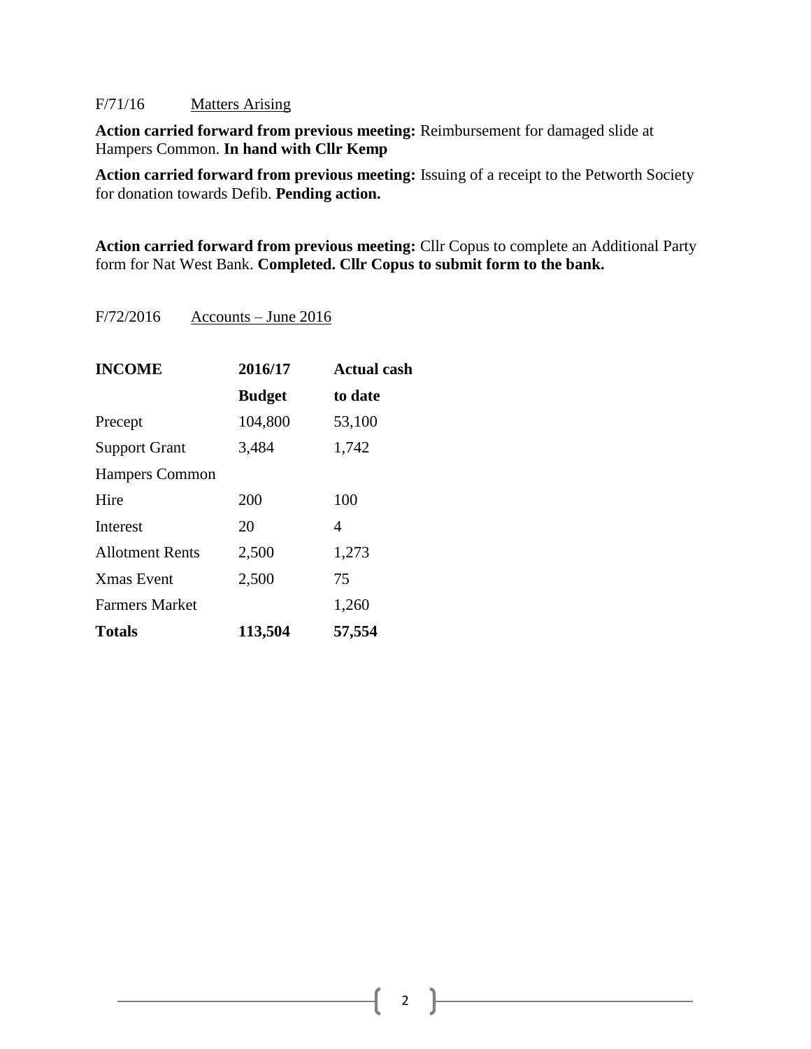F/71/16 Matters Arising

**Action carried forward from previous meeting:** Reimbursement for damaged slide at Hampers Common. **In hand with Cllr Kemp**

**Action carried forward from previous meeting:** Issuing of a receipt to the Petworth Society for donation towards Defib. **Pending action.**

**Action carried forward from previous meeting:** Cllr Copus to complete an Additional Party form for Nat West Bank. **Completed. Cllr Copus to submit form to the bank.**

F/72/2016 Accounts – June 2016

| **INCOME** | **2016/17 Budget** | **Actual cash to date** |
|---|---|---|
| Precept | 104,800 | 53,100 |
| Support Grant | 3,484 | 1,742 |
| Hampers Common | | |
| Hire | 200 | 100 |
| Interest | 20 | 4 |
| Allotment Rents | 2,500 | 1,273 |
| Xmas Event | 2,500 | 75 |
| Farmers Market | | 1,260 |
| **Totals** | **113,504** | **57,554** |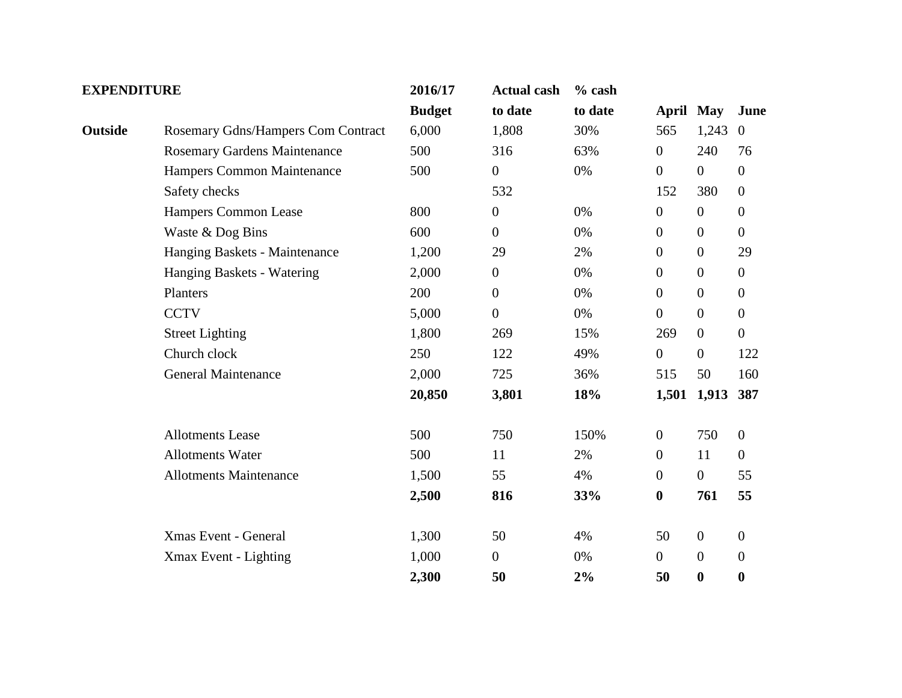| **EXPENDITURE** | | **2016/17** | **Actual cash** | **% cash** | | | |
|---|---|---|---|---|---|---|---|
| | | **Budget** | **to date** | **to date** | **April** | **May** | **June** |
| **Outside** | Rosemary Gdns/Hampers Com Contract | 6,000 | 1,808 | 30% | 565 | 1,243 | 0 |
| | Rosemary Gardens Maintenance | 500 | 316 | 63% | 0 | 240 | 76 |
| | Hampers Common Maintenance | 500 | 0 | 0% | 0 | 0 | 0 |
| | Safety checks | | 532 | | 152 | 380 | 0 |
| | Hampers Common Lease | 800 | 0 | 0% | 0 | 0 | 0 |
| | Waste & Dog Bins | 600 | 0 | 0% | 0 | 0 | 0 |
| | Hanging Baskets - Maintenance | 1,200 | 29 | 2% | 0 | 0 | 29 |
| | Hanging Baskets - Watering | 2,000 | 0 | 0% | 0 | 0 | 0 |
| | Planters | 200 | 0 | 0% | 0 | 0 | 0 |
| | CCTV | 5,000 | 0 | 0% | 0 | 0 | 0 |
| | Street Lighting | 1,800 | 269 | 15% | 269 | 0 | 0 |
| | Church clock | 250 | 122 | 49% | 0 | 0 | 122 |
| | General Maintenance | 2,000 | 725 | 36% | 515 | 50 | 160 |
| | | **20,850** | **3,801** | **18%** | **1,501** | **1,913** | **387** |
| | | | | | | | |
| | Allotments Lease | 500 | 750 | 150% | 0 | 750 | 0 |
| | Allotments Water | 500 | 11 | 2% | 0 | 11 | 0 |
| | Allotments Maintenance | 1,500 | 55 | 4% | 0 | 0 | 55 |
| | | **2,500** | **816** | **33%** | **0** | **761** | **55** |
| | | | | | | | |
| | Xmas Event - General | 1,300 | 50 | 4% | 50 | 0 | 0 |
| | Xmax Event - Lighting | 1,000 | 0 | 0% | 0 | 0 | 0 |
| | | **2,300** | **50** | **2%** | **50** | **0** | **0** |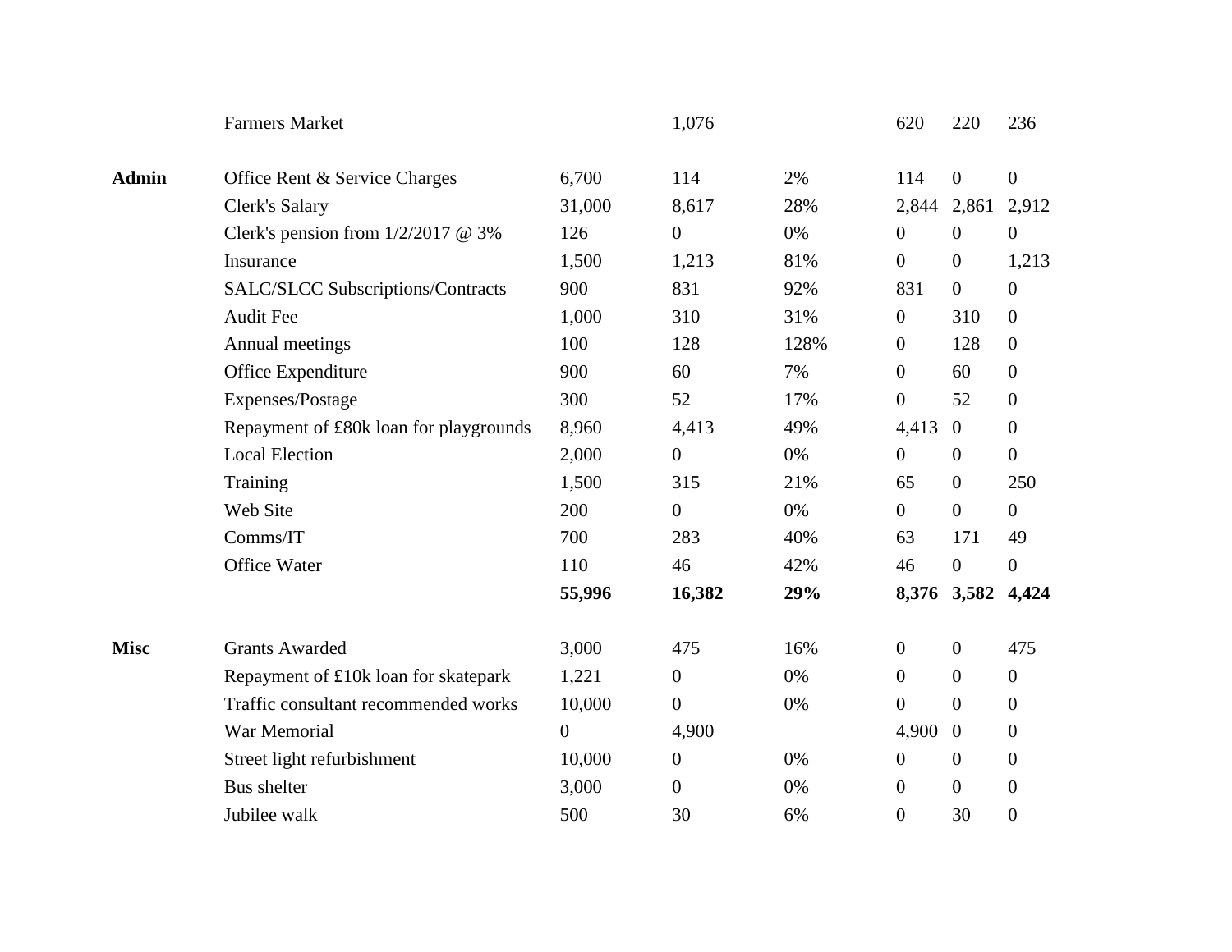| | | | | | | | |
|---|---|---|---|---|---|---|---|
| | Farmers Market | | 1,076 | | 620 | 220 | 236 |
| | | | | | | | |
| **Admin** | Office Rent & Service Charges | 6,700 | 114 | 2% | 114 | 0 | 0 |
| | Clerk's Salary | 31,000 | 8,617 | 28% | 2,844 | 2,861 | 2,912 |
| | Clerk's pension from 1/2/2017 @ 3% | 126 | 0 | 0% | 0 | 0 | 0 |
| | Insurance | 1,500 | 1,213 | 81% | 0 | 0 | 1,213 |
| | SALC/SLCC Subscriptions/Contracts | 900 | 831 | 92% | 831 | 0 | 0 |
| | Audit Fee | 1,000 | 310 | 31% | 0 | 310 | 0 |
| | Annual meetings | 100 | 128 | 128% | 0 | 128 | 0 |
| | Office Expenditure | 900 | 60 | 7% | 0 | 60 | 0 |
| | Expenses/Postage | 300 | 52 | 17% | 0 | 52 | 0 |
| | Repayment of £80k loan for playgrounds | 8,960 | 4,413 | 49% | 4,413 | 0 | 0 |
| | Local Election | 2,000 | 0 | 0% | 0 | 0 | 0 |
| | Training | 1,500 | 315 | 21% | 65 | 0 | 250 |
| | Web Site | 200 | 0 | 0% | 0 | 0 | 0 |
| | Comms/IT | 700 | 283 | 40% | 63 | 171 | 49 |
| | Office Water | 110 | 46 | 42% | 46 | 0 | 0 |
| | | **55,996** | **16,382** | **29%** | **8,376** | **3,582** | **4,424** |
| | | | | | | | |
| **Misc** | Grants Awarded | 3,000 | 475 | 16% | 0 | 0 | 475 |
| | Repayment of £10k loan for skatepark | 1,221 | 0 | 0% | 0 | 0 | 0 |
| | Traffic consultant recommended works | 10,000 | 0 | 0% | 0 | 0 | 0 |
| | War Memorial | 0 | 4,900 | | 4,900 | 0 | 0 |
| | Street light refurbishment | 10,000 | 0 | 0% | 0 | 0 | 0 |
| | Bus shelter | 3,000 | 0 | 0% | 0 | 0 | 0 |
| | Jubilee walk | 500 | 30 | 6% | 0 | 30 | 0 |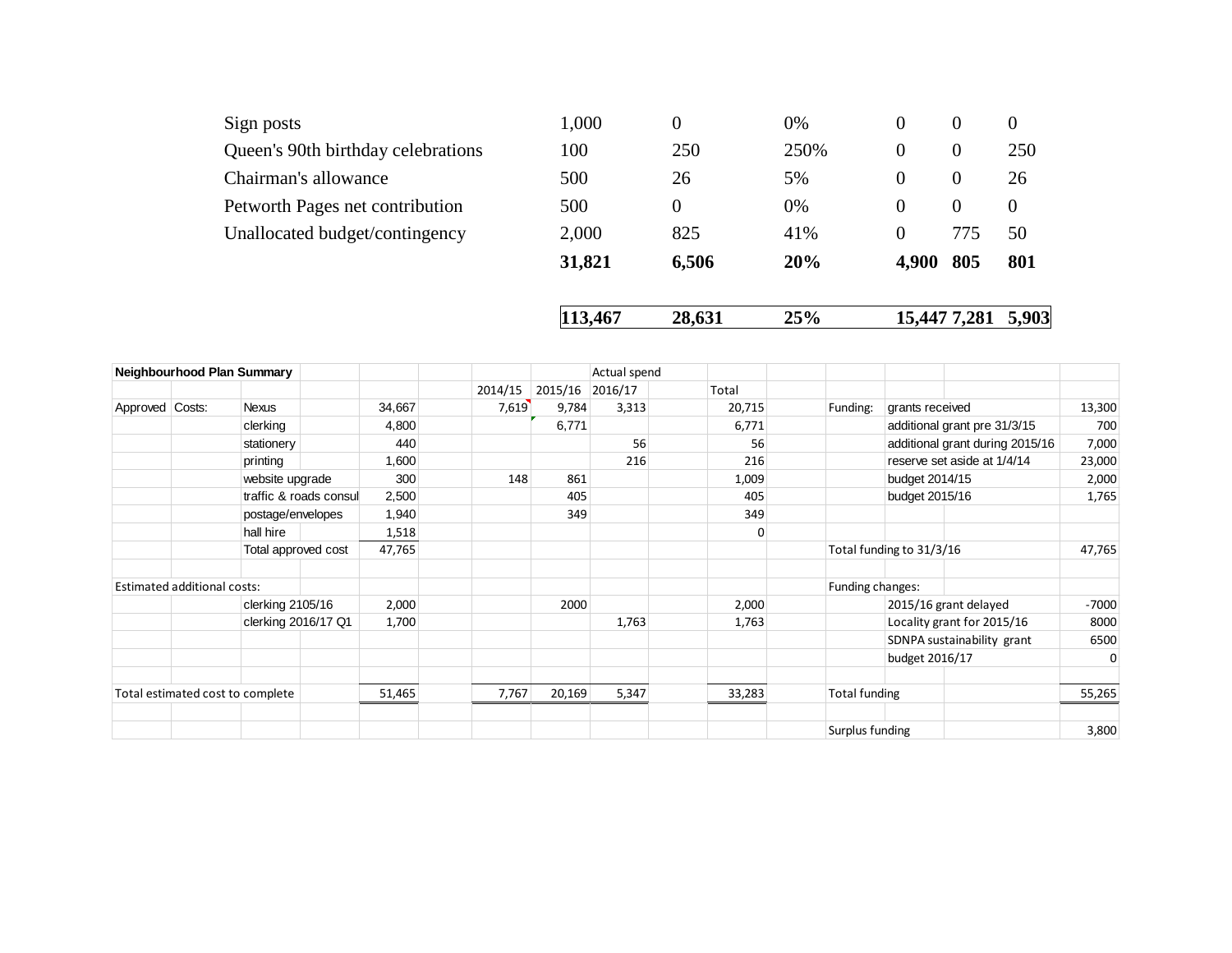| | | | | | | |
|---|---|---|---|---|---|---|
| Sign posts | 1,000 | 0 | 0% | 0 | 0 | 0 |
| Queen's 90th birthday celebrations | 100 | 250 | 250% | 0 | 0 | 250 |
| Chairman's allowance | 500 | 26 | 5% | 0 | 0 | 26 |
| Petworth Pages net contribution | 500 | 0 | 0% | 0 | 0 | 0 |
| Unallocated budget/contingency | 2,000 | 825 | 41% | 0 | 775 | 50 |
| | **31,821** | **6,506** | **20%** | **4,900** | **805** | **801** |
| | **113,467** | **28,631** | **25%** | **15,447** | **7,281** | **5,903** |

| Neighbourhood Plan Summary | | | | | | Actual spend | | | | | |
|---|---|---|---|---|---|---|---|---|---|---|---|
| | | | | 2014/15 | 2015/16 | 2016/17 | Total | | | | |
| Approved | Costs: | Nexus | 34,667 | 7,619 | 9,784 | 3,313 | 20,715 | Funding: | grants received | | 13,300 |
| | | clerking | 4,800 | | 6,771 | | 6,771 | | additional grant pre 31/3/15 | | 700 |
| | | stationery | 440 | | | 56 | 56 | | additional grant during 2015/16 | | 7,000 |
| | | printing | 1,600 | | | 216 | 216 | | reserve set aside at 1/4/14 | | 23,000 |
| | | website upgrade | 300 | 148 | 861 | | 1,009 | | budget 2014/15 | | 2,000 |
| | | traffic & roads consul | 2,500 | | 405 | | 405 | | budget 2015/16 | | 1,765 |
| | | postage/envelopes | 1,940 | | 349 | | 349 | | | | |
| | | hall hire | 1,518 | | | | 0 | | | | |
| | | Total approved cost | 47,765 | | | | | Total funding to 31/3/16 | | | 47,765 |
| | | | | | | | | | | | |
| Estimated additional costs: | | | | | | | | Funding changes: | | | |
| | | clerking 2105/16 | 2,000 | | 2000 | | 2,000 | | 2015/16 grant delayed | | -7000 |
| | | clerking 2016/17 Q1 | 1,700 | | | 1,763 | 1,763 | | Locality grant for 2015/16 | | 8000 |
| | | | | | | | | | SDNPA sustainability grant | | 6500 |
| | | | | | | | | | budget 2016/17 | | 0 |
| | | | | | | | | | | | |
| Total estimated cost to complete | | | 51,465 | 7,767 | 20,169 | 5,347 | 33,283 | Total funding | | | 55,265 |
| | | | | | | | | | | | |
| | | | | | | | | Surplus funding | | | 3,800 |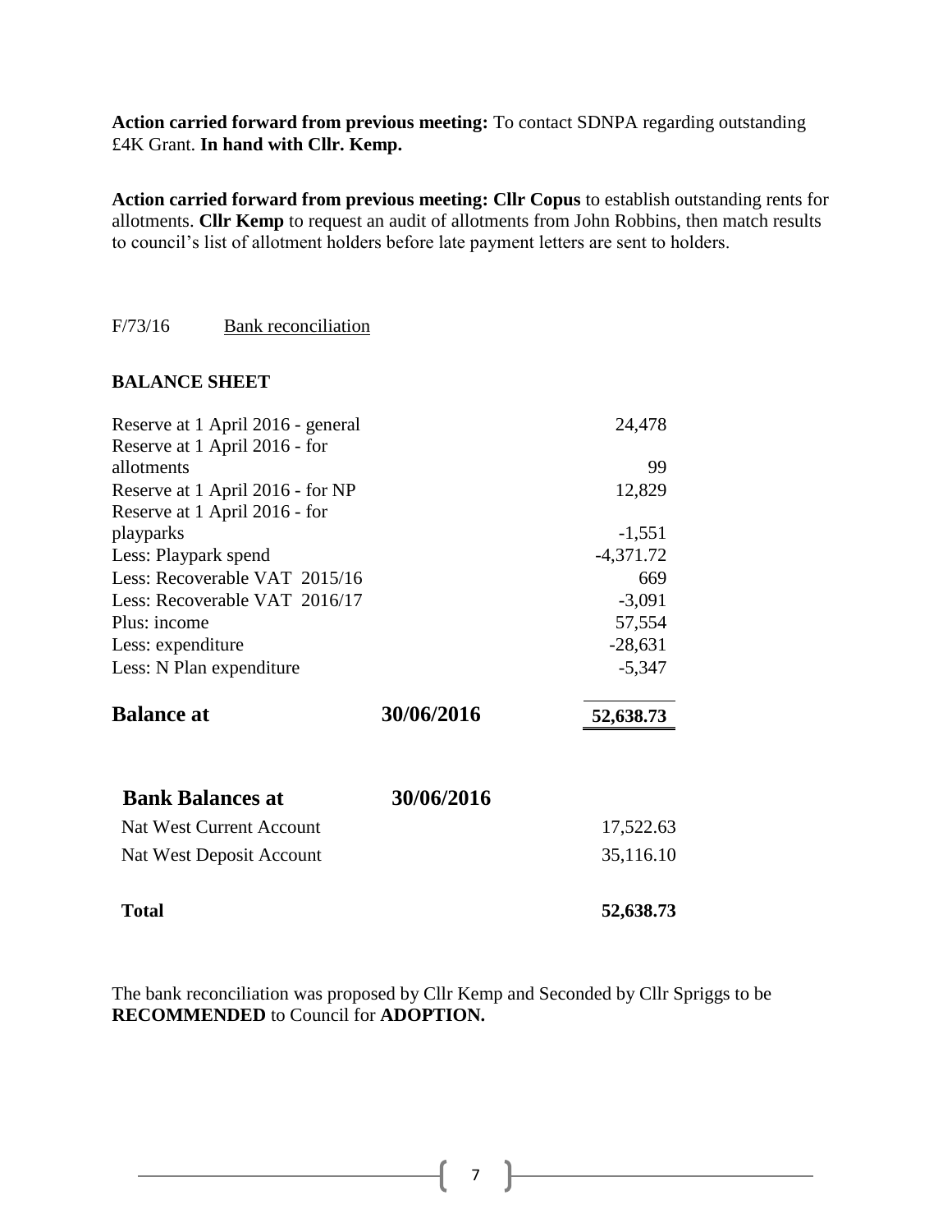**Action carried forward from previous meeting:** To contact SDNPA regarding outstanding £4K Grant. **In hand with Cllr. Kemp.**

**Action carried forward from previous meeting: Cllr Copus** to establish outstanding rents for allotments. **Cllr Kemp** to request an audit of allotments from John Robbins, then match results to council's list of allotment holders before late payment letters are sent to holders.

F/73/16 Bank reconciliation

**BALANCE SHEET**

| | | |
|---|---|---|
| Reserve at 1 April 2016 - general | | 24,478 |
| Reserve at 1 April 2016 - for allotments | | 99 |
| Reserve at 1 April 2016 - for NP | | 12,829 |
| Reserve at 1 April 2016 - for playparks | | -1,551 |
| Less: Playpark spend | | -4,371.72 |
| Less: Recoverable VAT 2015/16 | | 669 |
| Less: Recoverable VAT 2016/17 | | -3,091 |
| Plus: income | | 57,554 |
| Less: expenditure | | -28,631 |
| Less: N Plan expenditure | | -5,347 |
| **Balance at** | **30/06/2016** | **52,638.73** |

| **Bank Balances at** | **30/06/2016** | |
|---|---|---|
| Nat West Current Account | | 17,522.63 |
| Nat West Deposit Account | | 35,116.10 |
| **Total** | | **52,638.73** |

The bank reconciliation was proposed by Cllr Kemp and Seconded by Cllr Spriggs to be **RECOMMENDED** to Council for **ADOPTION.**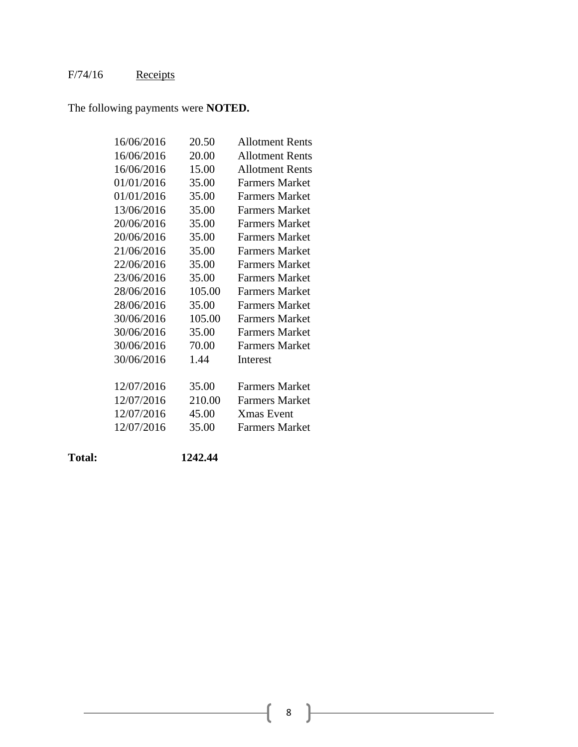F/74/16 Receipts

The following payments were **NOTED.**

| | | |
|---|---|---|
| 16/06/2016 | 20.50 | Allotment Rents |
| 16/06/2016 | 20.00 | Allotment Rents |
| 16/06/2016 | 15.00 | Allotment Rents |
| 01/01/2016 | 35.00 | Farmers Market |
| 01/01/2016 | 35.00 | Farmers Market |
| 13/06/2016 | 35.00 | Farmers Market |
| 20/06/2016 | 35.00 | Farmers Market |
| 20/06/2016 | 35.00 | Farmers Market |
| 21/06/2016 | 35.00 | Farmers Market |
| 22/06/2016 | 35.00 | Farmers Market |
| 23/06/2016 | 35.00 | Farmers Market |
| 28/06/2016 | 105.00 | Farmers Market |
| 28/06/2016 | 35.00 | Farmers Market |
| 30/06/2016 | 105.00 | Farmers Market |
| 30/06/2016 | 35.00 | Farmers Market |
| 30/06/2016 | 70.00 | Farmers Market |
| 30/06/2016 | 1.44 | Interest |
| | | |
| 12/07/2016 | 35.00 | Farmers Market |
| 12/07/2016 | 210.00 | Farmers Market |
| 12/07/2016 | 45.00 | Xmas Event |
| 12/07/2016 | 35.00 | Farmers Market |

**Total: 1242.44**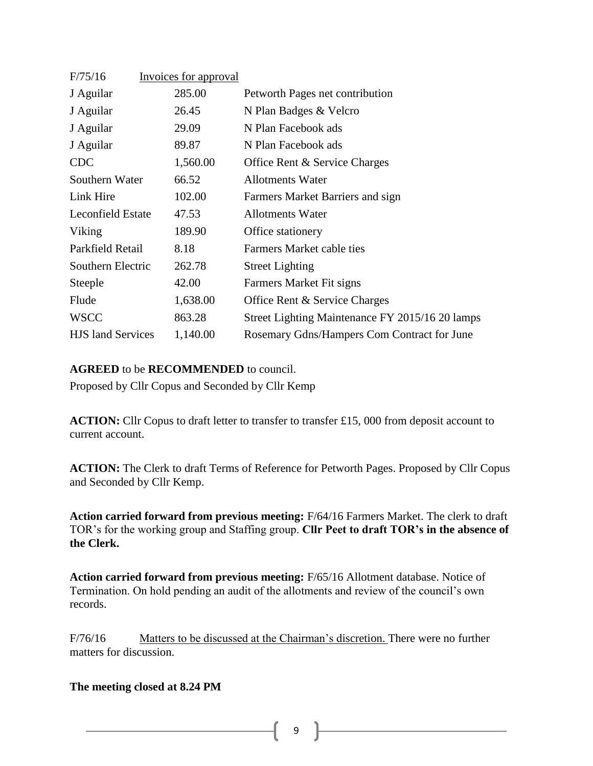F/75/16 Invoices for approval

| | | |
|---|---|---|
| J Aguilar | 285.00 | Petworth Pages net contribution |
| J Aguilar | 26.45 | N Plan Badges & Velcro |
| J Aguilar | 29.09 | N Plan Facebook ads |
| J Aguilar | 89.87 | N Plan Facebook ads |
| CDC | 1,560.00 | Office Rent & Service Charges |
| Southern Water | 66.52 | Allotments Water |
| Link Hire | 102.00 | Farmers Market Barriers and sign |
| Leconfield Estate | 47.53 | Allotments Water |
| Viking | 189.90 | Office stationery |
| Parkfield Retail | 8.18 | Farmers Market cable ties |
| Southern Electric | 262.78 | Street Lighting |
| Steeple | 42.00 | Farmers Market Fit signs |
| Flude | 1,638.00 | Office Rent & Service Charges |
| WSCC | 863.28 | Street Lighting Maintenance FY 2015/16 20 lamps |
| HJS land Services | 1,140.00 | Rosemary Gdns/Hampers Com Contract for June |

**AGREED** to be **RECOMMENDED** to council.

Proposed by Cllr Copus and Seconded by Cllr Kemp

**ACTION:** Cllr Copus to draft letter to transfer to transfer £15, 000 from deposit account to current account.

**ACTION:** The Clerk to draft Terms of Reference for Petworth Pages. Proposed by Cllr Copus and Seconded by Cllr Kemp.

**Action carried forward from previous meeting:** F/64/16 Farmers Market. The clerk to draft TOR's for the working group and Staffing group. **Cllr Peet to draft TOR's in the absence of the Clerk.**

**Action carried forward from previous meeting:** F/65/16 Allotment database. Notice of Termination. On hold pending an audit of the allotments and review of the council's own records.

F/76/16 Matters to be discussed at the Chairman's discretion. There were no further matters for discussion.

**The meeting closed at 8.24 PM**